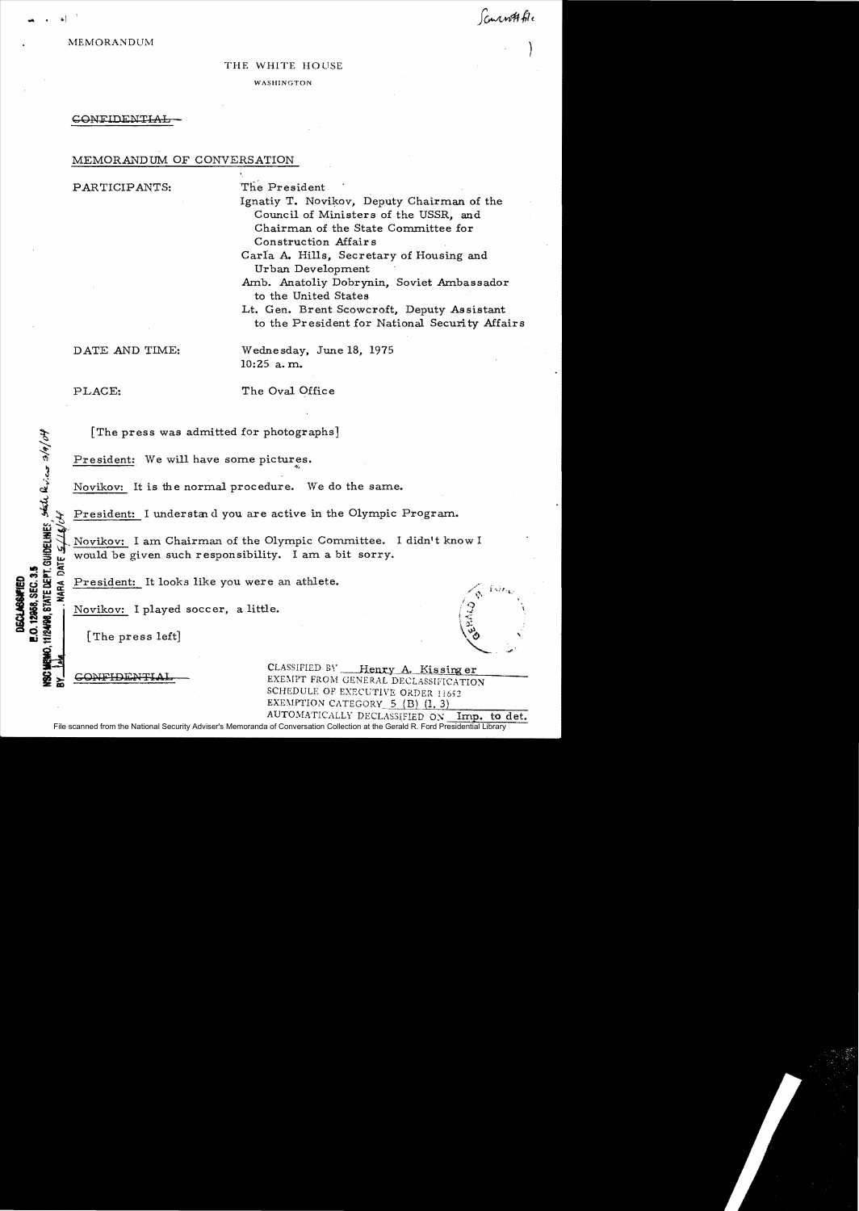MEMORANDUM

THE WHITE HOUSE

WASHINGTON

~~CONFIDENTIAL~~

MEMORANDUM OF CONVERSATION

PARTICIPANTS:

The President

Ignatiy T. Novikov, Deputy Chairman of the Council of Ministers of the USSR, and Chairman of the State Committee for Construction Affairs

Carla A. Hills, Secretary of Housing and Urban Development

Amb. Anatoliy Dobrynin, Soviet Ambassador to the United States

Lt. Gen. Brent Scowcroft, Deputy Assistant to the President for National Security Affairs

DATE AND TIME: Wednesday, June 18, 1975 10:25 a.m.

PLACE: The Oval Office

[The press was admitted for photographs]

President: We will have some pictures.

Novikov: It is the normal procedure. We do the same.

President: I understand you are active in the Olympic Program.

Novikov: I am Chairman of the Olympic Committee. I didn't know I would be given such responsibility. I am a bit sorry.

President: It looks like you were an athlete.

Novikov: I played soccer, a little.

[The press left]

~~CONFIDENTIAL~~

CLASSIFIED BY Henry A. Kissinger
EXEMPT FROM GENERAL DECLASSIFICATION SCHEDULE OF EXECUTIVE ORDER 11652
EXEMPTION CATEGORY 5 (B) (1, 3)
AUTOMATICALLY DECLASSIFIED ON Imp. to det.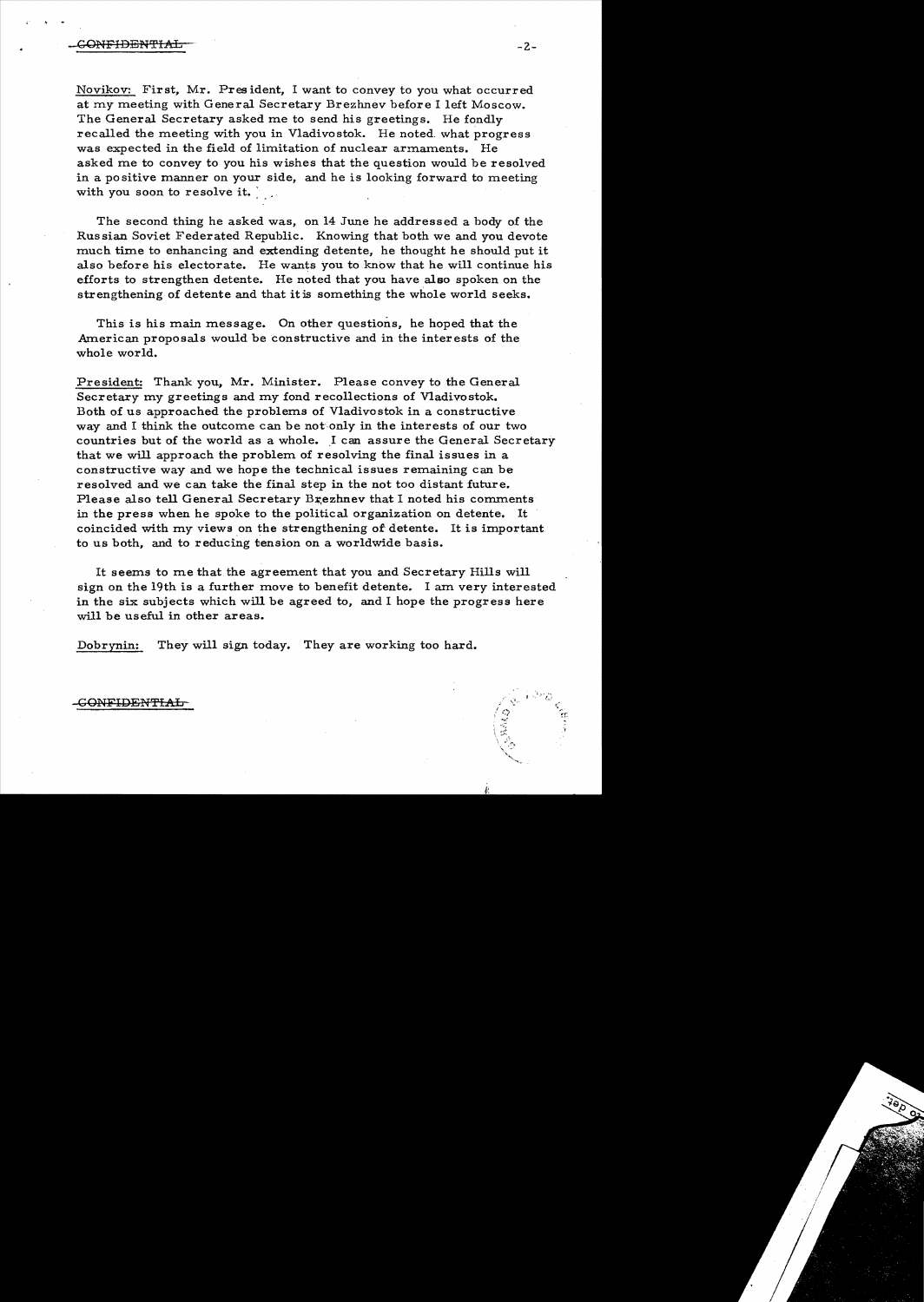Novikov: First, Mr. President, I want to convey to you what occurred at my meeting with General Secretary Brezhnev before I left Moscow. The General Secretary asked me to send his greetings. He fondly recalled the meeting with you in Vladivostok. He noted what progress was expected in the field of limitation of nuclear armaments. He asked me to convey to you his wishes that the question would be resolved in a positive manner on your side, and he is looking forward to meeting with you soon to resolve it.

The second thing he asked was, on 14 June he addressed a body of the Russian Soviet Federated Republic. Knowing that both we and you devote much time to enhancing and extending detente, he thought he should put it also before his electorate. He wants you to know that he will continue his efforts to strengthen detente. He noted that you have also spoken on the strengthening of detente and that it is something the whole world seeks.

This is his main message. On other questions, he hoped that the American proposals would be constructive and in the interests of the whole world.

President: Thank you, Mr. Minister. Please convey to the General Secretary my greetings and my fond recollections of Vladivostok. Both of us approached the problems of Vladivostok in a constructive way and I think the outcome can be not only in the interests of our two countries but of the world as a whole. I can assure the General Secretary that we will approach the problem of resolving the final issues in a constructive way and we hope the technical issues remaining can be resolved and we can take the final step in the not too distant future. Please also tell General Secretary Brezhnev that I noted his comments in the press when he spoke to the political organization on detente. It coincided with my views on the strengthening of detente. It is important to us both, and to reducing tension on a worldwide basis.

It seems to me that the agreement that you and Secretary Hills will sign on the 19th is a further move to benefit detente. I am very interested in the six subjects which will be agreed to, and I hope the progress here will be useful in other areas.

Dobrynin: They will sign today. They are working too hard.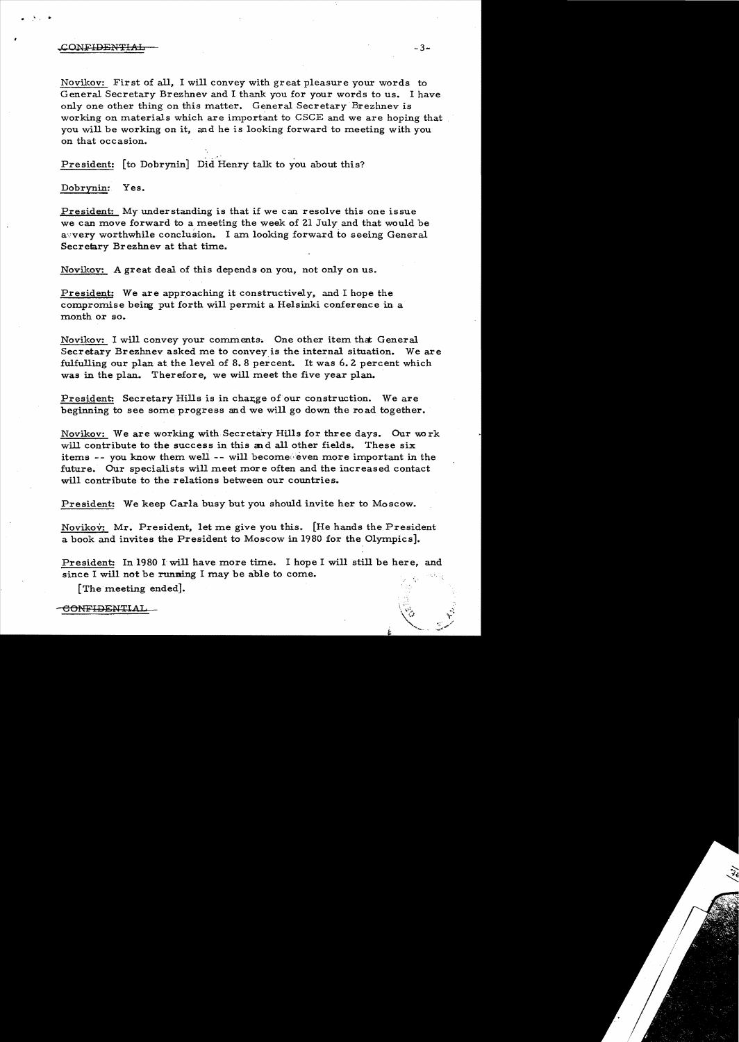CONFIDENTIAL

Novikov: First of all, I will convey with great pleasure your words to General Secretary Brezhnev and I thank you for your words to us. I have only one other thing on this matter. General Secretary Brezhnev is working on materials which are important to CSCE and we are hoping that you will be working on it, and he is looking forward to meeting with you on that occasion.

President: [to Dobrynin] Did Henry talk to you about this?

Dobrynin: Yes.

President: My understanding is that if we can resolve this one issue we can move forward to a meeting the week of 21 July and that would be a very worthwhile conclusion. I am looking forward to seeing General Secretary Brezhnev at that time.

Novikov: A great deal of this depends on you, not only on us.

President: We are approaching it constructively, and I hope the compromise being put forth will permit a Helsinki conference in a month or so.

Novikov: I will convey your comments. One other item that General Secretary Brezhnev asked me to convey is the internal situation. We are fulfulling our plan at the level of 8.8 percent. It was 6.2 percent which was in the plan. Therefore, we will meet the five year plan.

President: Secretary Hills is in charge of our construction. We are beginning to see some progress and we will go down the road together.

Novikov: We are working with Secretary Hills for three days. Our work will contribute to the success in this and all other fields. These six items -- you know them well -- will become even more important in the future. Our specialists will meet more often and the increased contact will contribute to the relations between our countries.

President: We keep Carla busy but you should invite her to Moscow.

Novikov: Mr. President, let me give you this. [He hands the President a book and invites the President to Moscow in 1980 for the Olympics].

President: In 1980 I will have more time. I hope I will still be here, and since I will not be running I may be able to come.

[The meeting ended].

CONFIDENTIAL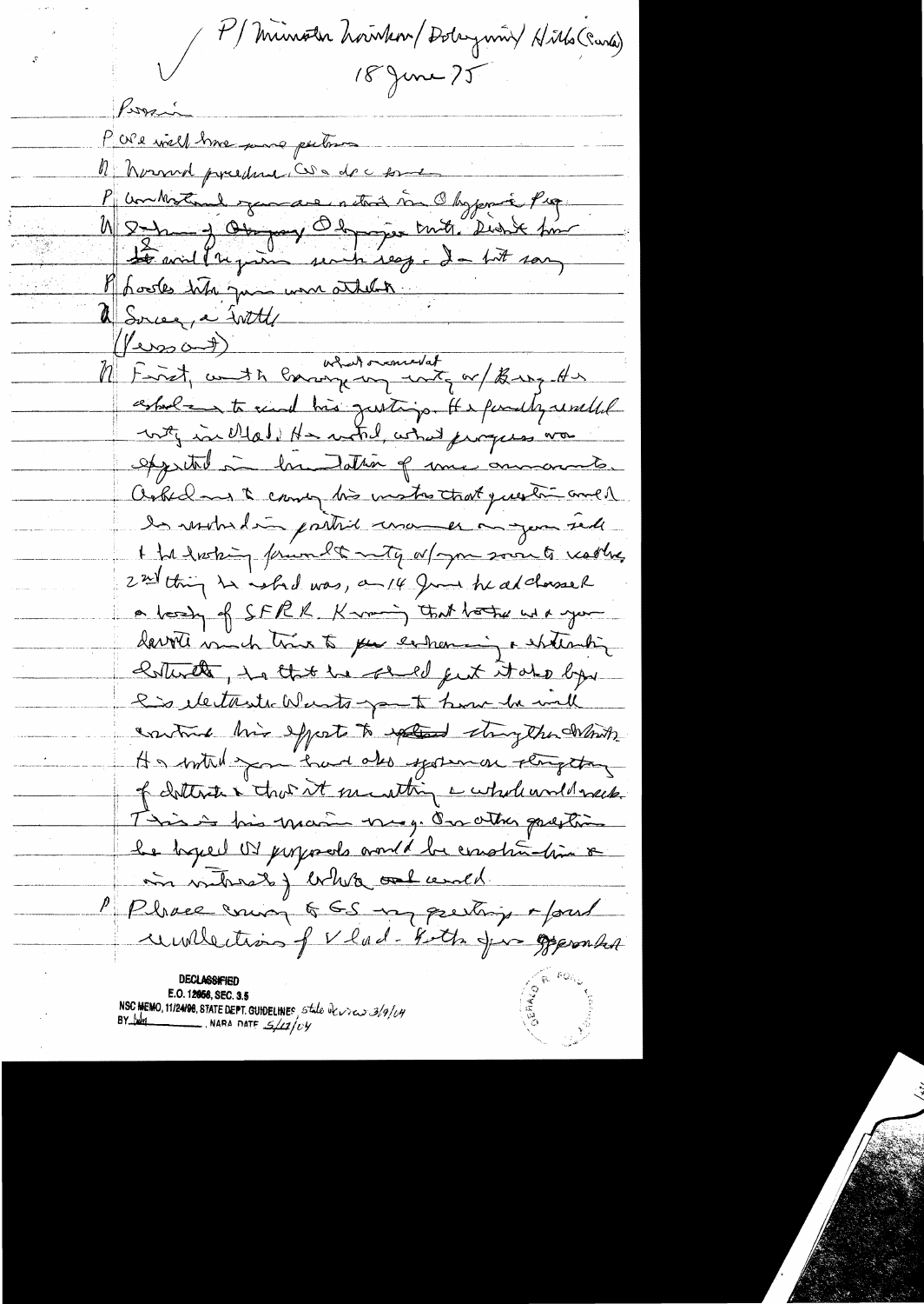P/ Minister Nikolai/ Dobrynin/ Hills (Scowcroft)
18 June 75

Brezhnev

P We will have some pictures

N Normal procedure. We do so

P Understand you are interested in Olympic flag

N Showing of Olympiad Olympic torch. Didn't know it and I regained much ?. I - but sorry

P Looks like you were athlete

N Soccer, a little

(Press out)

N First, with Brezhnev what somewhat untypical w/ Brezhnev. He asked me to send his greetings. He personally recalled visit in Vlad. He noted, what progress was expected in limitation of arms. Asked me to convey his view that question could be worked in positive manner and you said it be looking forward to visit w/ you soon to work.

2nd thing he asked was, on 14 June he addressed a body of SFRR. Knowing that both we & you devote much time to prevent worsening & intending detente, he thought he should put it also before his electorate. Wants you to know he will continue his efforts to extend strengthen detente. He noted you had also spoken on strengthening of detente & that it necessary a whole world ?. This is his main message. On other questions he hoped US proposals would be constructive & in interests of whole world.

P Please convey to GS my greetings & fond recollections of Vlad. Both for opportunity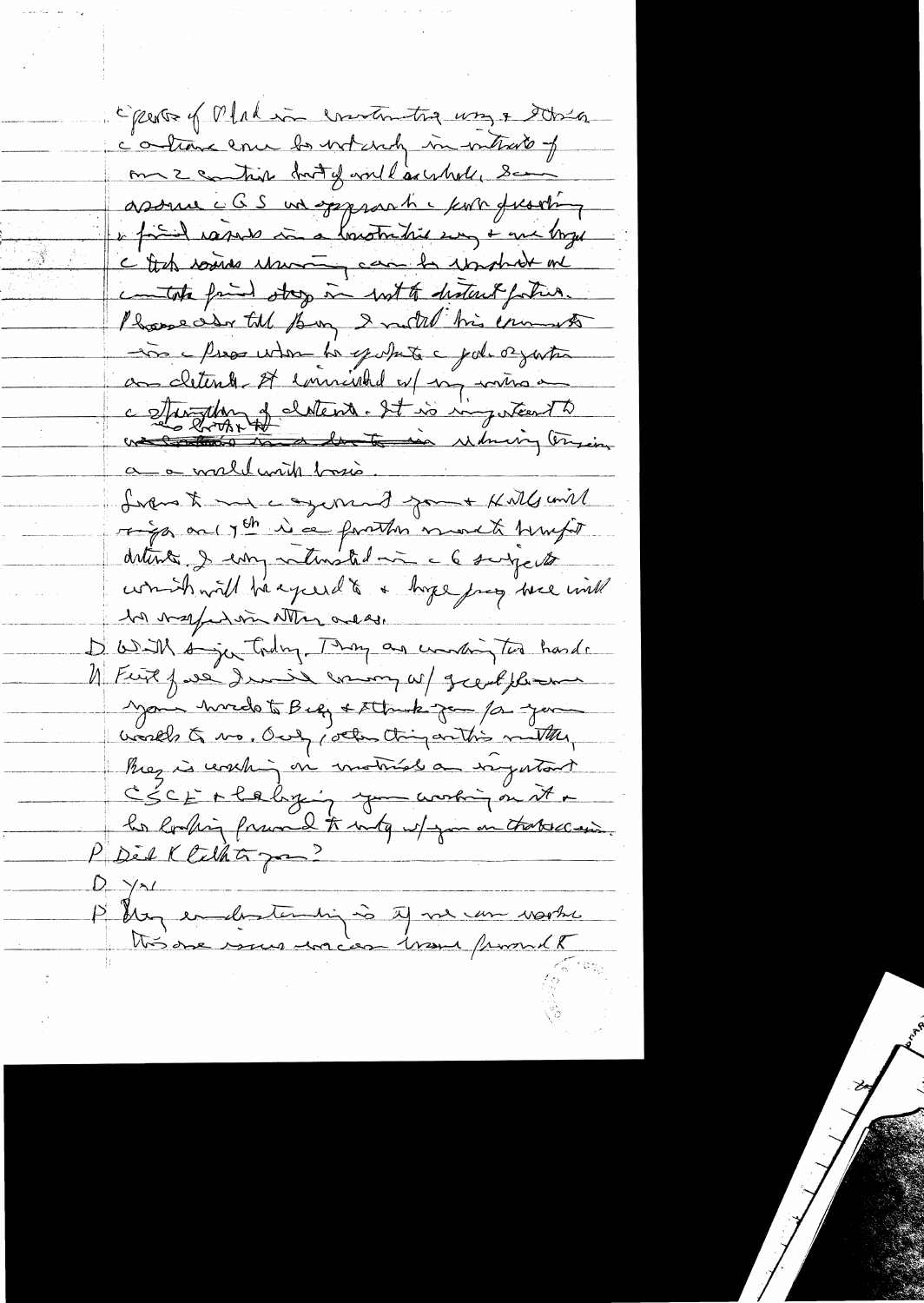c [?] of Vlad in constructing way & [?]
continue even to watch in interests of
our 2 countries but of world as whole. Some
assume c GS we approach c [?] [?]
& find issues in a constructive way & we hope
c that issues remaining can be resolved in
c [?] first step in not to distant future.
Please also tell Brez I noted his comments
on c press when he spoke c [?] [?]
on détente. At [?] w/ my visit on
c strengthening of détente. It is important to
~~[crossed out]~~ in reducing tension
on a world wide basis.
Looks to me c agreement you & Kiss will
sign on 17th is a further move to benefit
détente. I very interested in c 6 subjects
which will be agreed to & hope progress here will
be [?] in other areas.
D Will do it Today. They are working too hard.
K Feel far I was [?] w/ [?]
your words to Brez & thank you for your
words to me. Only 1 other thing on this matter,
Brez is working on material on important
CSCE & believing you working on it &
he looking forward to mtg w/ you on that occasion.
P Did K talk to you?
D Yes
P My understanding is if we can resolve
this one issue we can [?] forward [?]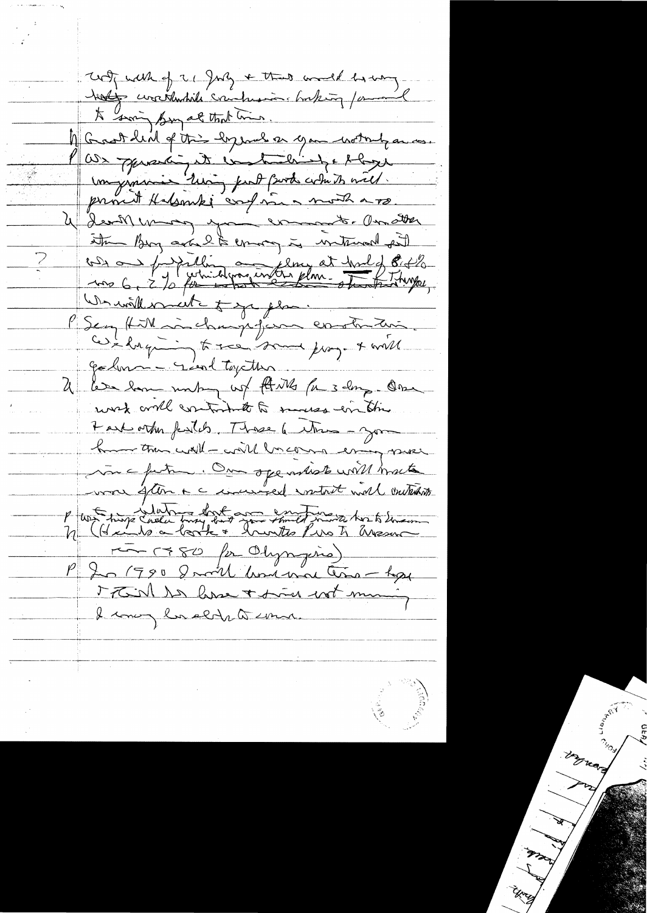... week of 21 July + that would be very helpful worthwhile conclusion. Looking forward to seeing you at that time.

N Great deal of this depends on your ... .

P We ... it constructively + hope ... just ... which will ... Helsinki ... month ago.

N ... your comments. One other ... is ... at ... of 8.5% was 6.2% ... plan. ... We will ... your plan.

P ... change ... We beginning to see some prog. + will go ... together.

N ... working w/ ... for 3 days. ... work will contribute to success in this + other fields. ... will become ... in future. Our specialists will make ... contribute.

P We hope ... .

N (Hands a ... + ... to ... for Olympics)

P In 1980 I will ... time — hope ... I may be able to come.